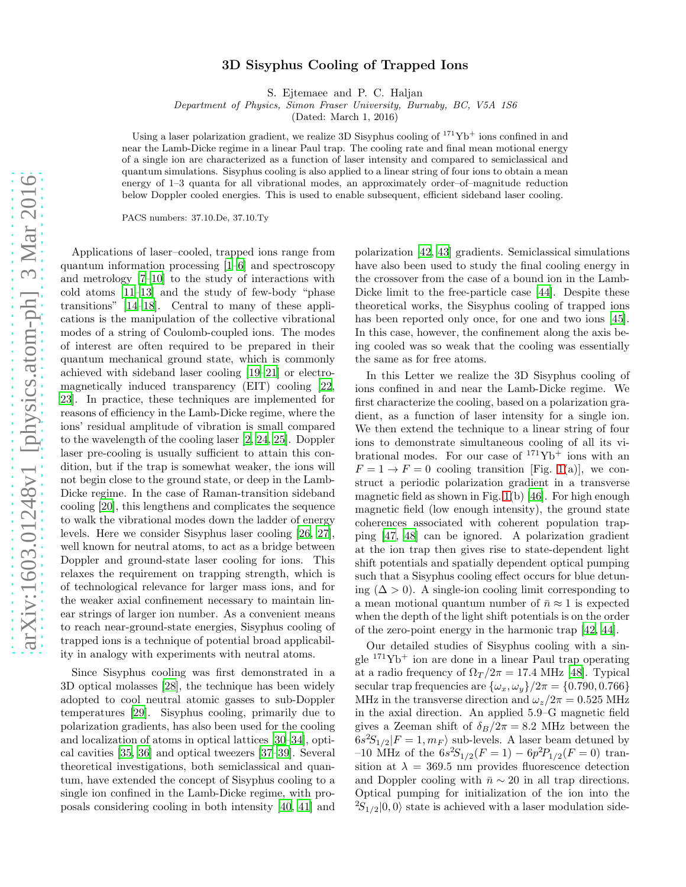# 3D Sisyphus Cooling of Trapped Ions

S. Ejtemaee and P. C. Haljan

*Department of Physics, Simon Fraser University, Burnaby, BC, V5A 1S6*

(Dated: March 1, 2016)

Using a laser polarization gradient, we realize 3D Sisyphus cooling of $^{171}Yb^+$ ions confined in and near the Lamb-Dicke regime in a linear Paul trap. The cooling rate and final mean motional energy of a single ion are characterized as a function of laser intensity and compared to semiclassical and quantum simulations. Sisyphus cooling is also applied to a linear string of four ions to obtain a mean energy of 1–3 quanta for all vibrational modes, an approximately order–of–magnitude reduction below Doppler cooled energies. This is used to enable subsequent, efficient sideband laser cooling.

PACS numbers: 37.10.De, 37.10.Ty

Applications of laser–cooled, trapped ions range from quantum information processing [1–6] and spectroscopy and metrology [7–10] to the study of interactions with cold atoms [11–13] and the study of few-body "phase transitions" [14–18]. Central to many of these applications is the manipulation of the collective vibrational modes of a string of Coulomb-coupled ions. The modes of interest are often required to be prepared in their quantum mechanical ground state, which is commonly achieved with sideband laser cooling [19–21] or electromagnetically induced transparency (EIT) cooling [22, 23]. In practice, these techniques are implemented for reasons of efficiency in the Lamb-Dicke regime, where the ions' residual amplitude of vibration is small compared to the wavelength of the cooling laser [2, 24, 25]. Doppler laser pre-cooling is usually sufficient to attain this condition, but if the trap is somewhat weaker, the ions will not begin close to the ground state, or deep in the Lamb-Dicke regime. In the case of Raman-transition sideband cooling [20], this lengthens and complicates the sequence to walk the vibrational modes down the ladder of energy levels. Here we consider Sisyphus laser cooling [26, 27], well known for neutral atoms, to act as a bridge between Doppler and ground-state laser cooling for ions. This relaxes the requirement on trapping strength, which is of technological relevance for larger mass ions, and for the weaker axial confinement necessary to maintain linear strings of larger ion number. As a convenient means to reach near-ground-state energies, Sisyphus cooling of trapped ions is a technique of potential broad applicability in analogy with experiments with neutral atoms.

Since Sisyphus cooling was first demonstrated in a 3D optical molasses [28], the technique has been widely adopted to cool neutral atomic gasses to sub-Doppler temperatures [29]. Sisyphus cooling, primarily due to polarization gradients, has also been used for the cooling and localization of atoms in optical lattices [30–34], optical cavities [35, 36] and optical tweezers [37–39]. Several theoretical investigations, both semiclassical and quantum, have extended the concept of Sisyphus cooling to a single ion confined in the Lamb-Dicke regime, with proposals considering cooling in both intensity [40, 41] and polarization [42, 43] gradients. Semiclassical simulations have also been used to study the final cooling energy in the crossover from the case of a bound ion in the Lamb-Dicke limit to the free-particle case [44]. Despite these theoretical works, the Sisyphus cooling of trapped ions has been reported only once, for one and two ions [45]. In this case, however, the confinement along the axis being cooled was so weak that the cooling was essentially the same as for free atoms.

In this Letter we realize the 3D Sisyphus cooling of ions confined in and near the Lamb-Dicke regime. We first characterize the cooling, based on a polarization gradient, as a function of laser intensity for a single ion. We then extend the technique to a linear string of four ions to demonstrate simultaneous cooling of all its vibrational modes. For our case of $^{171}Yb^+$ ions with an $F = 1 \rightarrow F = 0$ cooling transition [Fig. 1(a)], we construct a periodic polarization gradient in a transverse magnetic field as shown in Fig. 1(b) [46]. For high enough magnetic field (low enough intensity), the ground state coherences associated with coherent population trapping [47, 48] can be ignored. A polarization gradient at the ion trap then gives rise to state-dependent light shift potentials and spatially dependent optical pumping such that a Sisyphus cooling effect occurs for blue detuning ($\Delta > 0$). A single-ion cooling limit corresponding to a mean motional quantum number of $\bar{n} \approx 1$ is expected when the depth of the light shift potentials is on the order of the zero-point energy in the harmonic trap [42, 44].

Our detailed studies of Sisyphus cooling with a single $^{171}Yb^+$ ion are done in a linear Paul trap operating at a radio frequency of $\Omega_T/2\pi = 17.4$ MHz [48]. Typical secular trap frequencies are $\{\omega_x, \omega_y\}/2\pi = \{0.790, 0.766\}$ MHz in the transverse direction and $\omega_z/2\pi = 0.525$ MHz in the axial direction. An applied 5.9–G magnetic field gives a Zeeman shift of $\delta_B/2\pi = 8.2$ MHz between the $6s^2S_{1/2}|F = 1, m_F\rangle$ sub-levels. A laser beam detuned by –10 MHz of the $6s^2S_{1/2}(F = 1) - 6p^2P_{1/2}(F = 0)$ transition at $\lambda = 369.5$ nm provides fluorescence detection and Doppler cooling with $\bar{n} \sim 20$ in all trap directions. Optical pumping for initialization of the ion into the $^2S_{1/2}|0, 0\rangle$ state is achieved with a laser modulation side-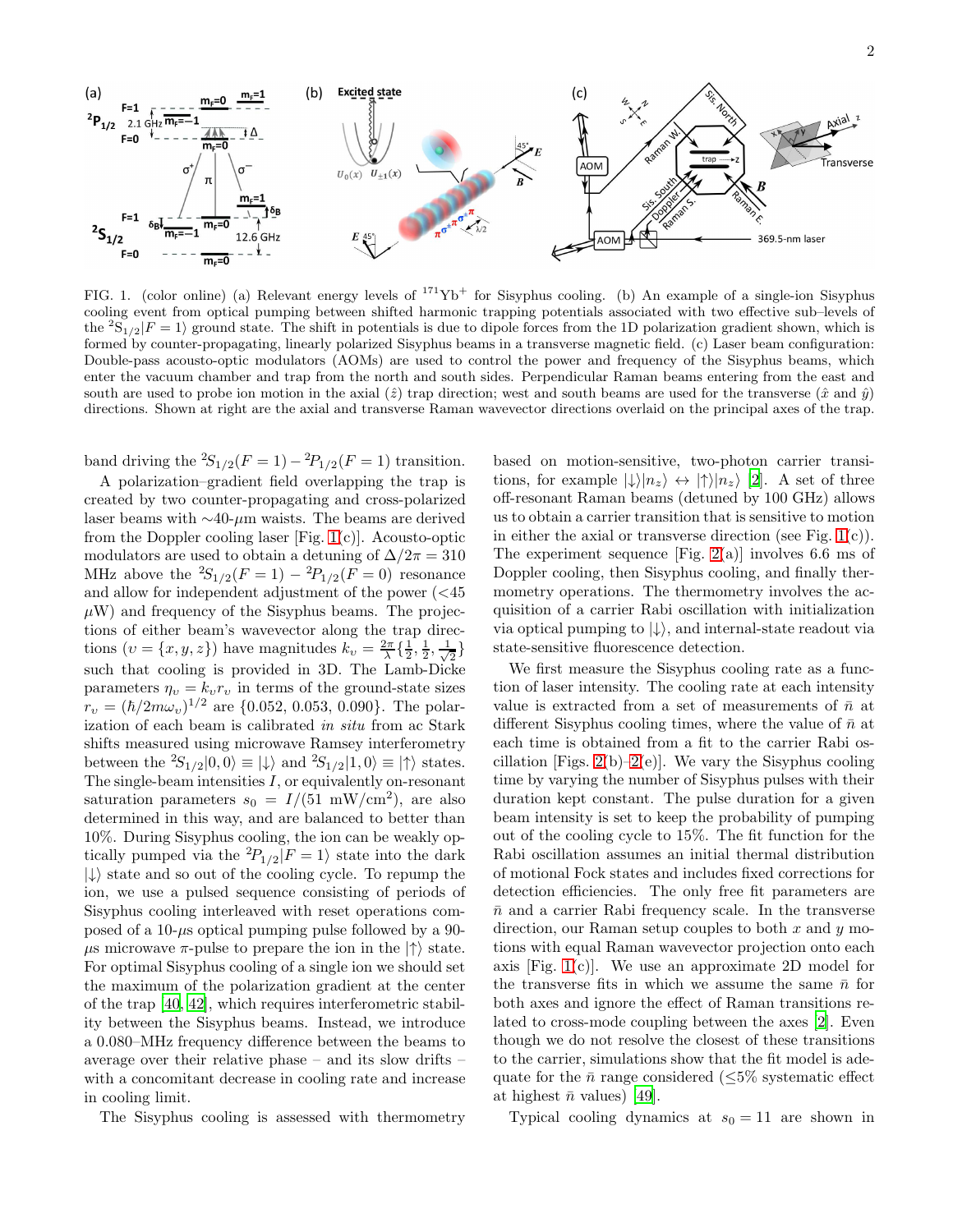FIG. 1. (color online) (a) Relevant energy levels of $^{171}$Yb$^{+}$ for Sisyphus cooling. (b) An example of a single-ion Sisyphus cooling event from optical pumping between shifted harmonic trapping potentials associated with two effective sub–levels of the $^{2}S_{1/2}|F=1\rangle$ ground state. The shift in potentials is due to dipole forces from the 1D polarization gradient shown, which is formed by counter-propagating, linearly polarized Sisyphus beams in a transverse magnetic field. (c) Laser beam configuration: Double-pass acousto-optic modulators (AOMs) are used to control the power and frequency of the Sisyphus beams, which enter the vacuum chamber and trap from the north and south sides. Perpendicular Raman beams entering from the east and south are used to probe ion motion in the axial ($\hat{z}$) trap direction; west and south beams are used for the transverse ($\hat{x}$ and $\hat{y}$) directions. Shown at right are the axial and transverse Raman wavevector directions overlaid on the principal axes of the trap.

band driving the $^{2}S_{1/2}(F=1)-{}^{2}P_{1/2}(F=1)$ transition.

A polarization–gradient field overlapping the trap is created by two counter-propagating and cross-polarized laser beams with $\sim$40-$\mu$m waists. The beams are derived from the Doppler cooling laser [Fig. 1(c)]. Acousto-optic modulators are used to obtain a detuning of $\Delta/2\pi = 310$ MHz above the $^{2}S_{1/2}(F=1)-{}^{2}P_{1/2}(F=0)$ resonance and allow for independent adjustment of the power ($<$45 $\mu$W) and frequency of the Sisyphus beams. The projections of either beam's wavevector along the trap directions ($\upsilon = \{x, y, z\}$) have magnitudes $k_\upsilon = \frac{2\pi}{\lambda}\{\frac{1}{2}, \frac{1}{2}, \frac{1}{\sqrt{2}}\}$ such that cooling is provided in 3D. The Lamb-Dicke parameters $\eta_\upsilon = k_\upsilon r_\upsilon$ in terms of the ground-state sizes $r_\upsilon = (\hbar/2m\omega_\upsilon)^{1/2}$ are $\{0.052, 0.053, 0.090\}$. The polarization of each beam is calibrated *in situ* from ac Stark shifts measured using microwave Ramsey interferometry between the $^{2}S_{1/2}|0,0\rangle \equiv |\downarrow\rangle$ and $^{2}S_{1/2}|1,0\rangle \equiv |\uparrow\rangle$ states. The single-beam intensities $I$, or equivalently on-resonant saturation parameters $s_0 = I/(51\ \mathrm{mW/cm^2})$, are also determined in this way, and are balanced to better than 10%. During Sisyphus cooling, the ion can be weakly optically pumped via the $^{2}P_{1/2}|F=1\rangle$ state into the dark $|\downarrow\rangle$ state and so out of the cooling cycle. To repump the ion, we use a pulsed sequence consisting of periods of Sisyphus cooling interleaved with reset operations composed of a 10-$\mu$s optical pumping pulse followed by a 90-$\mu$s microwave $\pi$-pulse to prepare the ion in the $|\uparrow\rangle$ state. For optimal Sisyphus cooling of a single ion we should set the maximum of the polarization gradient at the center of the trap [40, 42], which requires interferometric stability between the Sisyphus beams. Instead, we introduce a 0.080–MHz frequency difference between the beams to average over their relative phase – and its slow drifts – with a concomitant decrease in cooling rate and increase in cooling limit.

The Sisyphus cooling is assessed with thermometry based on motion-sensitive, two-photon carrier transitions, for example $|\downarrow\rangle|n_z\rangle \leftrightarrow |\uparrow\rangle|n_z\rangle$ [2]. A set of three off-resonant Raman beams (detuned by 100 GHz) allows us to obtain a carrier transition that is sensitive to motion in either the axial or transverse direction (see Fig. 1(c)). The experiment sequence [Fig. 2(a)] involves 6.6 ms of Doppler cooling, then Sisyphus cooling, and finally thermometry operations. The thermometry involves the acquisition of a carrier Rabi oscillation with initialization via optical pumping to $|\downarrow\rangle$, and internal-state readout via state-sensitive fluorescence detection.

We first measure the Sisyphus cooling rate as a function of laser intensity. The cooling rate at each intensity value is extracted from a set of measurements of $\bar{n}$ at different Sisyphus cooling times, where the value of $\bar{n}$ at each time is obtained from a fit to the carrier Rabi oscillation [Figs. 2(b)–2(e)]. We vary the Sisyphus cooling time by varying the number of Sisyphus pulses with their duration kept constant. The pulse duration for a given beam intensity is set to keep the probability of pumping out of the cooling cycle to 15%. The fit function for the Rabi oscillation assumes an initial thermal distribution of motional Fock states and includes fixed corrections for detection efficiencies. The only free fit parameters are $\bar{n}$ and a carrier Rabi frequency scale. In the transverse direction, our Raman setup couples to both $x$ and $y$ motions with equal Raman wavevector projection onto each axis [Fig. 1(c)]. We use an approximate 2D model for the transverse fits in which we assume the same $\bar{n}$ for both axes and ignore the effect of Raman transitions related to cross-mode coupling between the axes [2]. Even though we do not resolve the closest of these transitions to the carrier, simulations show that the fit model is adequate for the $\bar{n}$ range considered ($\leq$5% systematic effect at highest $\bar{n}$ values) [49].

Typical cooling dynamics at $s_0 = 11$ are shown in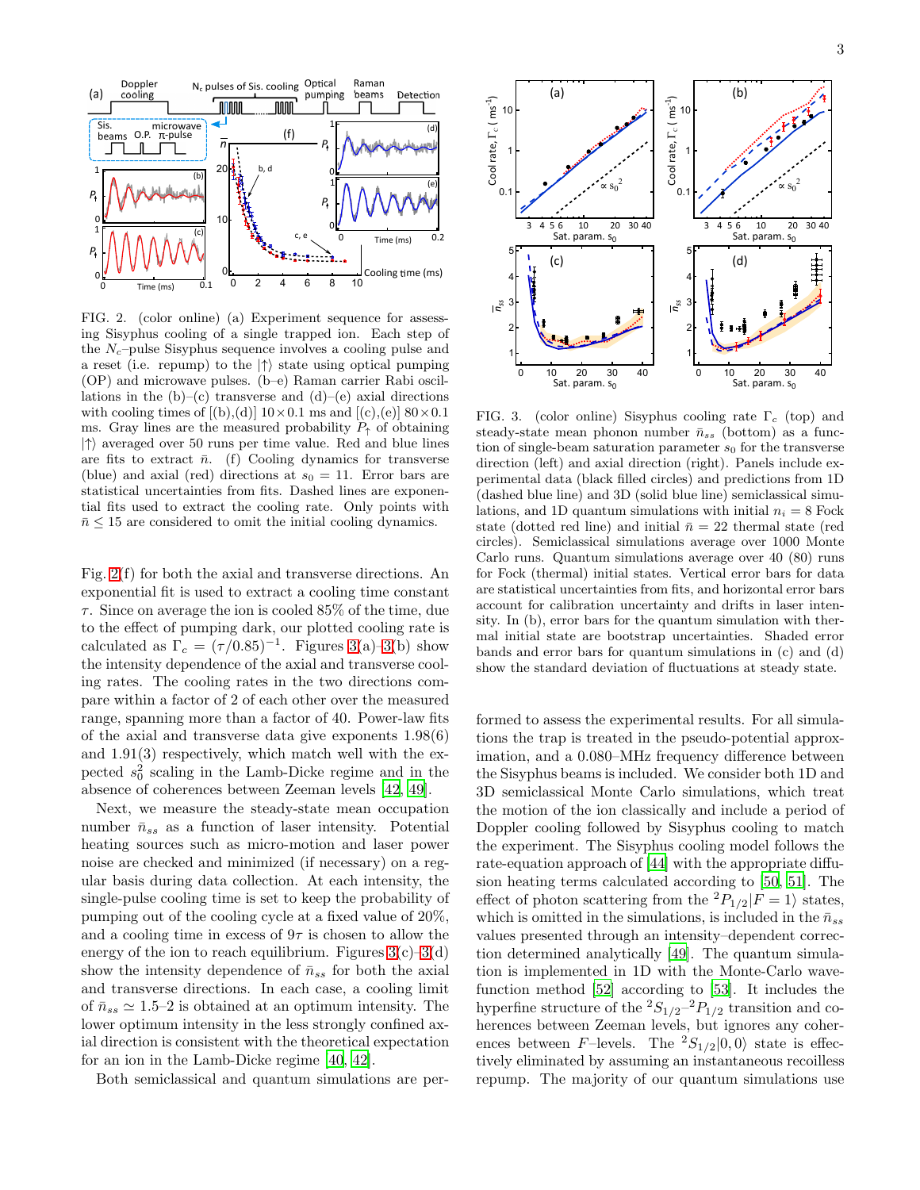FIG. 2. (color online) (a) Experiment sequence for assessing Sisyphus cooling of a single trapped ion. Each step of the $N_c$–pulse Sisyphus sequence involves a cooling pulse and a reset (i.e. repump) to the $|\uparrow\rangle$ state using optical pumping (OP) and microwave pulses. (b–e) Raman carrier Rabi oscillations in the (b)–(c) transverse and (d)–(e) axial directions with cooling times of [(b),(d)] $10 \times 0.1$ ms and [(c),(e)] $80 \times 0.1$ ms. Gray lines are the measured probability $P_\uparrow$ of obtaining $|\uparrow\rangle$ averaged over 50 runs per time value. Red and blue lines are fits to extract $\bar{n}$. (f) Cooling dynamics for transverse (blue) and axial (red) directions at $s_0 = 11$. Error bars are statistical uncertainties from fits. Dashed lines are exponential fits used to extract the cooling rate. Only points with $\bar{n} \leq 15$ are considered to omit the initial cooling dynamics.

Fig. 2(f) for both the axial and transverse directions. An exponential fit is used to extract a cooling time constant $\tau$. Since on average the ion is cooled 85% of the time, due to the effect of pumping dark, our plotted cooling rate is calculated as $\Gamma_c = (\tau/0.85)^{-1}$. Figures 3(a)–3(b) show the intensity dependence of the axial and transverse cooling rates. The cooling rates in the two directions compare within a factor of 2 of each other over the measured range, spanning more than a factor of 40. Power-law fits of the axial and transverse data give exponents 1.98(6) and 1.91(3) respectively, which match well with the expected $s_0^2$ scaling in the Lamb-Dicke regime and in the absence of coherences between Zeeman levels [42, 49].

Next, we measure the steady-state mean occupation number $\bar{n}_{ss}$ as a function of laser intensity. Potential heating sources such as micro-motion and laser power noise are checked and minimized (if necessary) on a regular basis during data collection. At each intensity, the single-pulse cooling time is set to keep the probability of pumping out of the cooling cycle at a fixed value of 20%, and a cooling time in excess of $9\tau$ is chosen to allow the energy of the ion to reach equilibrium. Figures 3(c)–3(d) show the intensity dependence of $\bar{n}_{ss}$ for both the axial and transverse directions. In each case, a cooling limit of $\bar{n}_{ss} \simeq 1.5$–2 is obtained at an optimum intensity. The lower optimum intensity in the less strongly confined axial direction is consistent with the theoretical expectation for an ion in the Lamb-Dicke regime [40, 42].

Both semiclassical and quantum simulations are performed to assess the experimental results. For all simulations the trap is treated in the pseudo-potential approximation, and a 0.080–MHz frequency difference between the Sisyphus beams is included. We consider both 1D and 3D semiclassical Monte Carlo simulations, which treat the motion of the ion classically and include a period of Doppler cooling followed by Sisyphus cooling to match the experiment. The Sisyphus cooling model follows the rate-equation approach of [44] with the appropriate diffusion heating terms calculated according to [50, 51]. The effect of photon scattering from the $^2P_{1/2}|F=1\rangle$ states, which is omitted in the simulations, is included in the $\bar{n}_{ss}$ values presented through an intensity–dependent correction determined analytically [49]. The quantum simulation is implemented in 1D with the Monte-Carlo wave-function method [52] according to [53]. It includes the hyperfine structure of the $^2S_{1/2}$–$^2P_{1/2}$ transition and coherences between Zeeman levels, but ignores any coherences between $F$–levels. The $^2S_{1/2}|0,0\rangle$ state is effectively eliminated by assuming an instantaneous recoilless repump. The majority of our quantum simulations use

FIG. 3. (color online) Sisyphus cooling rate $\Gamma_c$ (top) and steady-state mean phonon number $\bar{n}_{ss}$ (bottom) as a function of single-beam saturation parameter $s_0$ for the transverse direction (left) and axial direction (right). Panels include experimental data (black filled circles) and predictions from 1D (dashed blue line) and 3D (solid blue line) semiclassical simulations, and 1D quantum simulations with initial $n_i = 8$ Fock state (dotted red line) and initial $\bar{n} = 22$ thermal state (red circles). Semiclassical simulations average over 1000 Monte Carlo runs. Quantum simulations average over 40 (80) runs for Fock (thermal) initial states. Vertical error bars for data are statistical uncertainties from fits, and horizontal error bars account for calibration uncertainty and drifts in laser intensity. In (b), error bars for the quantum simulation with thermal initial state are bootstrap uncertainties. Shaded error bands and error bars for quantum simulations in (c) and (d) show the standard deviation of fluctuations at steady state.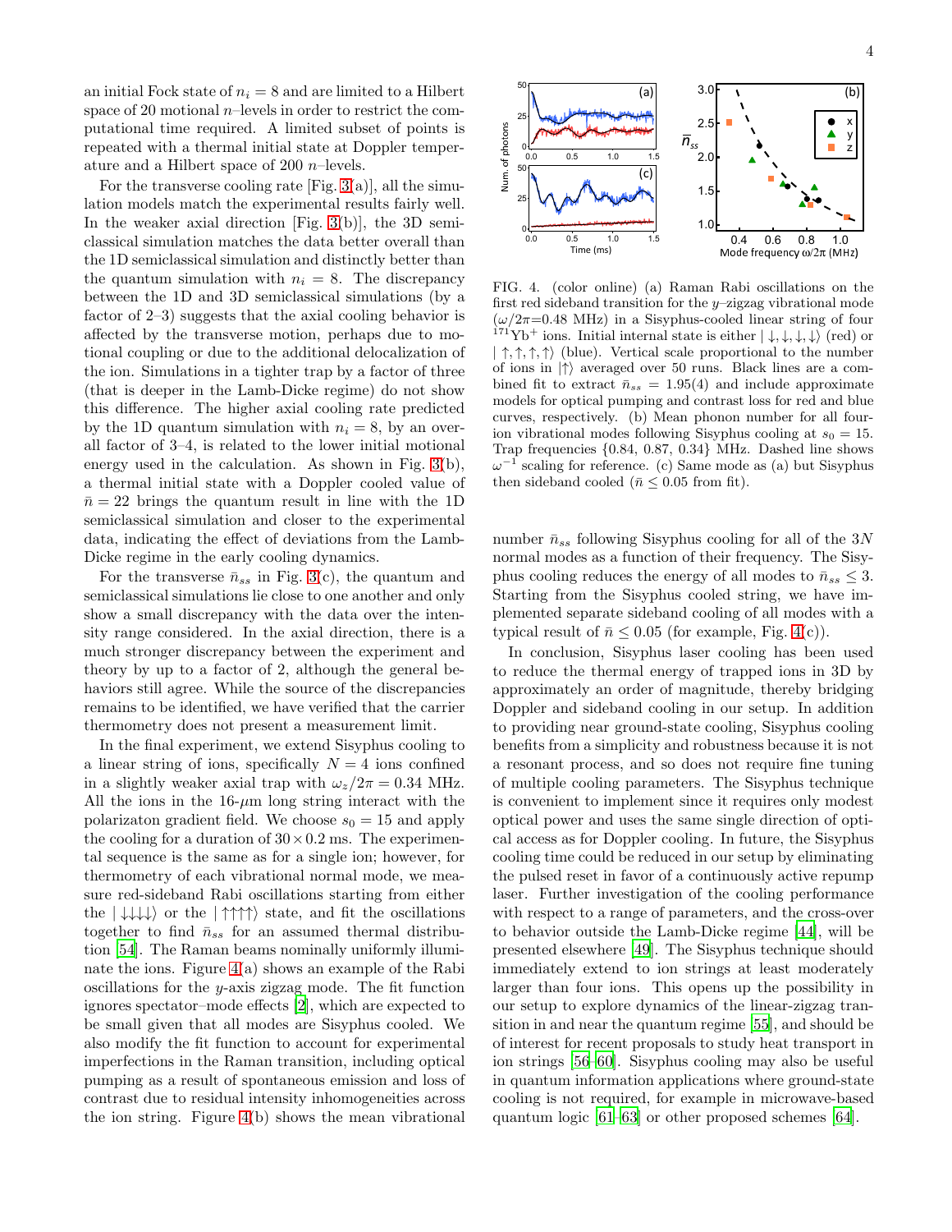an initial Fock state of $n_i = 8$ and are limited to a Hilbert space of 20 motional $n$–levels in order to restrict the computational time required. A limited subset of points is repeated with a thermal initial state at Doppler temperature and a Hilbert space of 200 $n$–levels.

For the transverse cooling rate [Fig. 3(a)], all the simulation models match the experimental results fairly well. In the weaker axial direction [Fig. 3(b)], the 3D semiclassical simulation matches the data better overall than the 1D semiclassical simulation and distinctly better than the quantum simulation with $n_i = 8$. The discrepancy between the 1D and 3D semiclassical simulations (by a factor of 2–3) suggests that the axial cooling behavior is affected by the transverse motion, perhaps due to motional coupling or due to the additional delocalization of the ion. Simulations in a tighter trap by a factor of three (that is deeper in the Lamb-Dicke regime) do not show this difference. The higher axial cooling rate predicted by the 1D quantum simulation with $n_i = 8$, by an overall factor of 3–4, is related to the lower initial motional energy used in the calculation. As shown in Fig. 3(b), a thermal initial state with a Doppler cooled value of $\bar{n} = 22$ brings the quantum result in line with the 1D semiclassical simulation and closer to the experimental data, indicating the effect of deviations from the Lamb-Dicke regime in the early cooling dynamics.

For the transverse $\bar{n}_{ss}$ in Fig. 3(c), the quantum and semiclassical simulations lie close to one another and only show a small discrepancy with the data over the intensity range considered. In the axial direction, there is a much stronger discrepancy between the experiment and theory by up to a factor of 2, although the general behaviors still agree. While the source of the discrepancies remains to be identified, we have verified that the carrier thermometry does not present a measurement limit.

In the final experiment, we extend Sisyphus cooling to a linear string of ions, specifically $N = 4$ ions confined in a slightly weaker axial trap with $\omega_z/2\pi = 0.34$ MHz. All the ions in the 16-$\mu$m long string interact with the polarizaton gradient field. We choose $s_0 = 15$ and apply the cooling for a duration of $30 \times 0.2$ ms. The experimental sequence is the same as for a single ion; however, for thermometry of each vibrational normal mode, we measure red-sideband Rabi oscillations starting from either the $|\downarrow\downarrow\downarrow\downarrow\rangle$ or the $|\uparrow\uparrow\uparrow\uparrow\rangle$ state, and fit the oscillations together to find $\bar{n}_{ss}$ for an assumed thermal distribution [54]. The Raman beams nominally uniformly illuminate the ions. Figure 4(a) shows an example of the Rabi oscillations for the $y$-axis zigzag mode. The fit function ignores spectator–mode effects [2], which are expected to be small given that all modes are Sisyphus cooled. We also modify the fit function to account for experimental imperfections in the Raman transition, including optical pumping as a result of spontaneous emission and loss of contrast due to residual intensity inhomogeneities across the ion string. Figure 4(b) shows the mean vibrational number $\bar{n}_{ss}$ following Sisyphus cooling for all of the $3N$ normal modes as a function of their frequency. The Sisyphus cooling reduces the energy of all modes to $\bar{n}_{ss} \leq 3$. Starting from the Sisyphus cooled string, we have implemented separate sideband cooling of all modes with a typical result of $\bar{n} \leq 0.05$ (for example, Fig. 4(c)).

FIG. 4. (color online) (a) Raman Rabi oscillations on the first red sideband transition for the $y$–zigzag vibrational mode ($\omega/2\pi$=0.48 MHz) in a Sisyphus-cooled linear string of four $^{171}\mathrm{Yb}^+$ ions. Initial internal state is either $|\downarrow,\downarrow,\downarrow,\downarrow\rangle$ (red) or $|\uparrow,\uparrow,\uparrow,\uparrow\rangle$ (blue). Vertical scale proportional to the number of ions in $|\uparrow\rangle$ averaged over 50 runs. Black lines are a combined fit to extract $\bar{n}_{ss} = 1.95(4)$ and include approximate models for optical pumping and contrast loss for red and blue curves, respectively. (b) Mean phonon number for all four-ion vibrational modes following Sisyphus cooling at $s_0 = 15$. Trap frequencies {0.84, 0.87, 0.34} MHz. Dashed line shows $\omega^{-1}$ scaling for reference. (c) Same mode as (a) but Sisyphus then sideband cooled ($\bar{n} \leq 0.05$ from fit).

In conclusion, Sisyphus laser cooling has been used to reduce the thermal energy of trapped ions in 3D by approximately an order of magnitude, thereby bridging Doppler and sideband cooling in our setup. In addition to providing near ground-state cooling, Sisyphus cooling benefits from a simplicity and robustness because it is not a resonant process, and so does not require fine tuning of multiple cooling parameters. The Sisyphus technique is convenient to implement since it requires only modest optical power and uses the same single direction of optical access as for Doppler cooling. In future, the Sisyphus cooling time could be reduced in our setup by eliminating the pulsed reset in favor of a continuously active repump laser. Further investigation of the cooling performance with respect to a range of parameters, and the cross-over to behavior outside the Lamb-Dicke regime [44], will be presented elsewhere [49]. The Sisyphus technique should immediately extend to ion strings at least moderately larger than four ions. This opens up the possibility in our setup to explore dynamics of the linear-zigzag transition in and near the quantum regime [55], and should be of interest for recent proposals to study heat transport in ion strings [56–60]. Sisyphus cooling may also be useful in quantum information applications where ground-state cooling is not required, for example in microwave-based quantum logic [61–63] or other proposed schemes [64].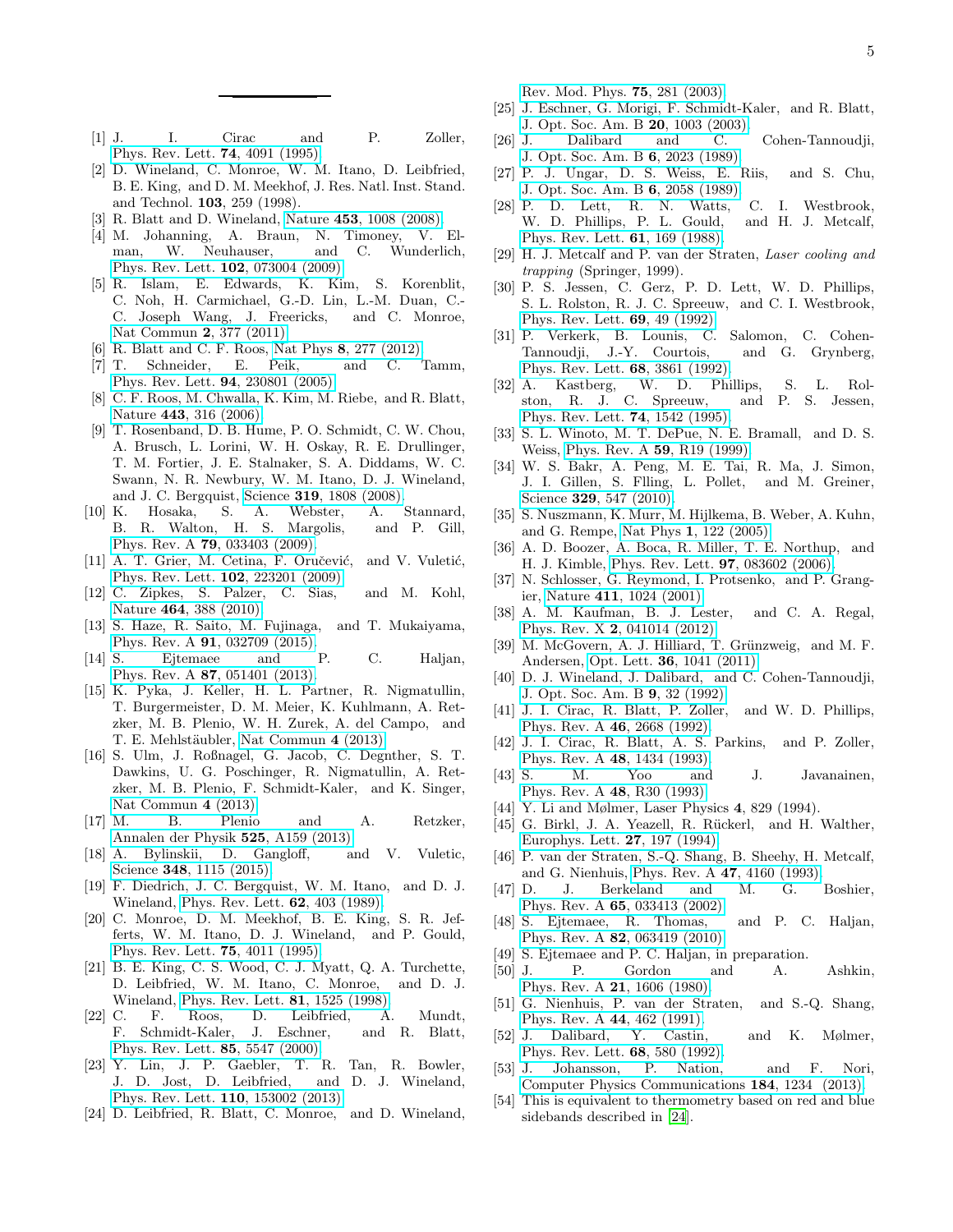[1] J. I. Cirac and P. Zoller, Phys. Rev. Lett. **74**, 4091 (1995).

[2] D. Wineland, C. Monroe, W. M. Itano, D. Leibfried, B. E. King, and D. M. Meekhof, J. Res. Natl. Inst. Stand. and Technol. **103**, 259 (1998).

[3] R. Blatt and D. Wineland, Nature **453**, 1008 (2008).

[4] M. Johanning, A. Braun, N. Timoney, V. Elman, W. Neuhauser, and C. Wunderlich, Phys. Rev. Lett. **102**, 073004 (2009).

[5] R. Islam, E. Edwards, K. Kim, S. Korenblit, C. Noh, H. Carmichael, G.-D. Lin, L.-M. Duan, C.-C. Joseph Wang, J. Freericks, and C. Monroe, Nat Commun **2**, 377 (2011).

[6] R. Blatt and C. F. Roos, Nat Phys **8**, 277 (2012).

[7] T. Schneider, E. Peik, and C. Tamm, Phys. Rev. Lett. **94**, 230801 (2005).

[8] C. F. Roos, M. Chwalla, K. Kim, M. Riebe, and R. Blatt, Nature **443**, 316 (2006).

[9] T. Rosenband, D. B. Hume, P. O. Schmidt, C. W. Chou, A. Brusch, L. Lorini, W. H. Oskay, R. E. Drullinger, T. M. Fortier, J. E. Stalnaker, S. A. Diddams, W. C. Swann, N. R. Newbury, W. M. Itano, D. J. Wineland, and J. C. Bergquist, Science **319**, 1808 (2008).

[10] K. Hosaka, S. A. Webster, A. Stannard, B. R. Walton, H. S. Margolis, and P. Gill, Phys. Rev. A **79**, 033403 (2009).

[11] A. T. Grier, M. Cetina, F. Oručević, and V. Vuletić, Phys. Rev. Lett. **102**, 223201 (2009).

[12] C. Zipkes, S. Palzer, C. Sias, and M. Kohl, Nature **464**, 388 (2010).

[13] S. Haze, R. Saito, M. Fujinaga, and T. Mukaiyama, Phys. Rev. A **91**, 032709 (2015).

[14] S. Ejtemaee and P. C. Haljan, Phys. Rev. A **87**, 051401 (2013).

[15] K. Pyka, J. Keller, H. L. Partner, R. Nigmatullin, T. Burgermeister, D. M. Meier, K. Kuhlmann, A. Retzker, M. B. Plenio, W. H. Zurek, A. del Campo, and T. E. Mehlstäubler, Nat Commun **4** (2013).

[16] S. Ulm, J. Roßnagel, G. Jacob, C. Degnther, S. T. Dawkins, U. G. Poschinger, R. Nigmatullin, A. Retzker, M. B. Plenio, F. Schmidt-Kaler, and K. Singer, Nat Commun **4** (2013).

[17] M. B. Plenio and A. Retzker, Annalen der Physik **525**, A159 (2013).

[18] A. Bylinskii, D. Gangloff, and V. Vuletic, Science **348**, 1115 (2015).

[19] F. Diedrich, J. C. Bergquist, W. M. Itano, and D. J. Wineland, Phys. Rev. Lett. **62**, 403 (1989).

[20] C. Monroe, D. M. Meekhof, B. E. King, S. R. Jefferts, W. M. Itano, D. J. Wineland, and P. Gould, Phys. Rev. Lett. **75**, 4011 (1995).

[21] B. E. King, C. S. Wood, C. J. Myatt, Q. A. Turchette, D. Leibfried, W. M. Itano, C. Monroe, and D. J. Wineland, Phys. Rev. Lett. **81**, 1525 (1998).

[22] C. F. Roos, D. Leibfried, A. Mundt, F. Schmidt-Kaler, J. Eschner, and R. Blatt, Phys. Rev. Lett. **85**, 5547 (2000).

[23] Y. Lin, J. P. Gaebler, T. R. Tan, R. Bowler, J. D. Jost, D. Leibfried, and D. J. Wineland, Phys. Rev. Lett. **110**, 153002 (2013).

[24] D. Leibfried, R. Blatt, C. Monroe, and D. Wineland, Rev. Mod. Phys. **75**, 281 (2003).

[25] J. Eschner, G. Morigi, F. Schmidt-Kaler, and R. Blatt, J. Opt. Soc. Am. B **20**, 1003 (2003).

[26] J. Dalibard and C. Cohen-Tannoudji, J. Opt. Soc. Am. B **6**, 2023 (1989).

[27] P. J. Ungar, D. S. Weiss, E. Riis, and S. Chu, J. Opt. Soc. Am. B **6**, 2058 (1989).

[28] P. D. Lett, R. N. Watts, C. I. Westbrook, W. D. Phillips, P. L. Gould, and H. J. Metcalf, Phys. Rev. Lett. **61**, 169 (1988).

[29] H. J. Metcalf and P. van der Straten, *Laser cooling and trapping* (Springer, 1999).

[30] P. S. Jessen, C. Gerz, P. D. Lett, W. D. Phillips, S. L. Rolston, R. J. C. Spreeuw, and C. I. Westbrook, Phys. Rev. Lett. **69**, 49 (1992).

[31] P. Verkerk, B. Lounis, C. Salomon, C. Cohen-Tannoudji, J.-Y. Courtois, and G. Grynberg, Phys. Rev. Lett. **68**, 3861 (1992).

[32] A. Kastberg, W. D. Phillips, S. L. Rolston, R. J. C. Spreeuw, and P. S. Jessen, Phys. Rev. Lett. **74**, 1542 (1995).

[33] S. L. Winoto, M. T. DePue, N. E. Bramall, and D. S. Weiss, Phys. Rev. A **59**, R19 (1999).

[34] W. S. Bakr, A. Peng, M. E. Tai, R. Ma, J. Simon, J. I. Gillen, S. Flling, L. Pollet, and M. Greiner, Science **329**, 547 (2010).

[35] S. Nuszmann, K. Murr, M. Hijlkema, B. Weber, A. Kuhn, and G. Rempe, Nat Phys **1**, 122 (2005).

[36] A. D. Boozer, A. Boca, R. Miller, T. E. Northup, and H. J. Kimble, Phys. Rev. Lett. **97**, 083602 (2006).

[37] N. Schlosser, G. Reymond, I. Protsenko, and P. Grangier, Nature **411**, 1024 (2001).

[38] A. M. Kaufman, B. J. Lester, and C. A. Regal, Phys. Rev. X **2**, 041014 (2012).

[39] M. McGovern, A. J. Hilliard, T. Grünzweig, and M. F. Andersen, Opt. Lett. **36**, 1041 (2011).

[40] D. J. Wineland, J. Dalibard, and C. Cohen-Tannoudji, J. Opt. Soc. Am. B **9**, 32 (1992).

[41] J. I. Cirac, R. Blatt, P. Zoller, and W. D. Phillips, Phys. Rev. A **46**, 2668 (1992).

[42] J. I. Cirac, R. Blatt, A. S. Parkins, and P. Zoller, Phys. Rev. A **48**, 1434 (1993).

[43] S. M. Yoo and J. Javanainen, Phys. Rev. A **48**, R30 (1993).

[44] Y. Li and Mølmer, Laser Physics **4**, 829 (1994).

[45] G. Birkl, J. A. Yeazell, R. Rückerl, and H. Walther, Europhys. Lett. **27**, 197 (1994).

[46] P. van der Straten, S.-Q. Shang, B. Sheehy, H. Metcalf, and G. Nienhuis, Phys. Rev. A **47**, 4160 (1993).

[47] D. J. Berkeland and M. G. Boshier, Phys. Rev. A **65**, 033413 (2002).

[48] S. Ejtemaee, R. Thomas, and P. C. Haljan, Phys. Rev. A **82**, 063419 (2010).

[49] S. Ejtemaee and P. C. Haljan, in preparation.

[50] J. P. Gordon and A. Ashkin, Phys. Rev. A **21**, 1606 (1980).

[51] G. Nienhuis, P. van der Straten, and S.-Q. Shang, Phys. Rev. A **44**, 462 (1991).

[52] J. Dalibard, Y. Castin, and K. Mølmer, Phys. Rev. Lett. **68**, 580 (1992).

[53] J. Johansson, P. Nation, and F. Nori, Computer Physics Communications **184**, 1234 (2013).

[54] This is equivalent to thermometry based on red and blue sidebands described in [24].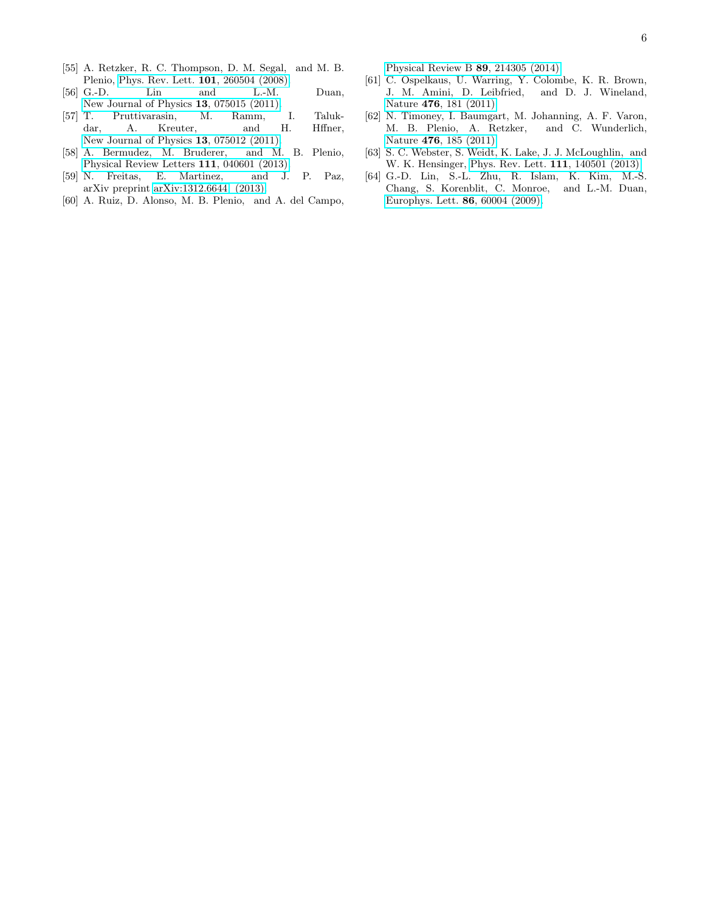- [55] A. Retzker, R. C. Thompson, D. M. Segal, and M. B. Plenio, Phys. Rev. Lett. **101**, 260504 (2008).
- [56] G.-D. Lin and L.-M. Duan, New Journal of Physics **13**, 075015 (2011).
- [57] T. Pruttivarasin, M. Ramm, I. Talukdar, A. Kreuter, and H. Hffner, New Journal of Physics **13**, 075012 (2011).
- [58] A. Bermudez, M. Bruderer, and M. B. Plenio, Physical Review Letters **111**, 040601 (2013).
- [59] N. Freitas, E. Martinez, and J. P. Paz, arXiv preprint arXiv:1312.6644 (2013).
- [60] A. Ruiz, D. Alonso, M. B. Plenio, and A. del Campo, Physical Review B **89**, 214305 (2014).
- [61] C. Ospelkaus, U. Warring, Y. Colombe, K. R. Brown, J. M. Amini, D. Leibfried, and D. J. Wineland, Nature **476**, 181 (2011).
- [62] N. Timoney, I. Baumgart, M. Johanning, A. F. Varon, M. B. Plenio, A. Retzker, and C. Wunderlich, Nature **476**, 185 (2011).
- [63] S. C. Webster, S. Weidt, K. Lake, J. J. McLoughlin, and W. K. Hensinger, Phys. Rev. Lett. **111**, 140501 (2013).
- [64] G.-D. Lin, S.-L. Zhu, R. Islam, K. Kim, M.-S. Chang, S. Korenblit, C. Monroe, and L.-M. Duan, Europhys. Lett. **86**, 60004 (2009).